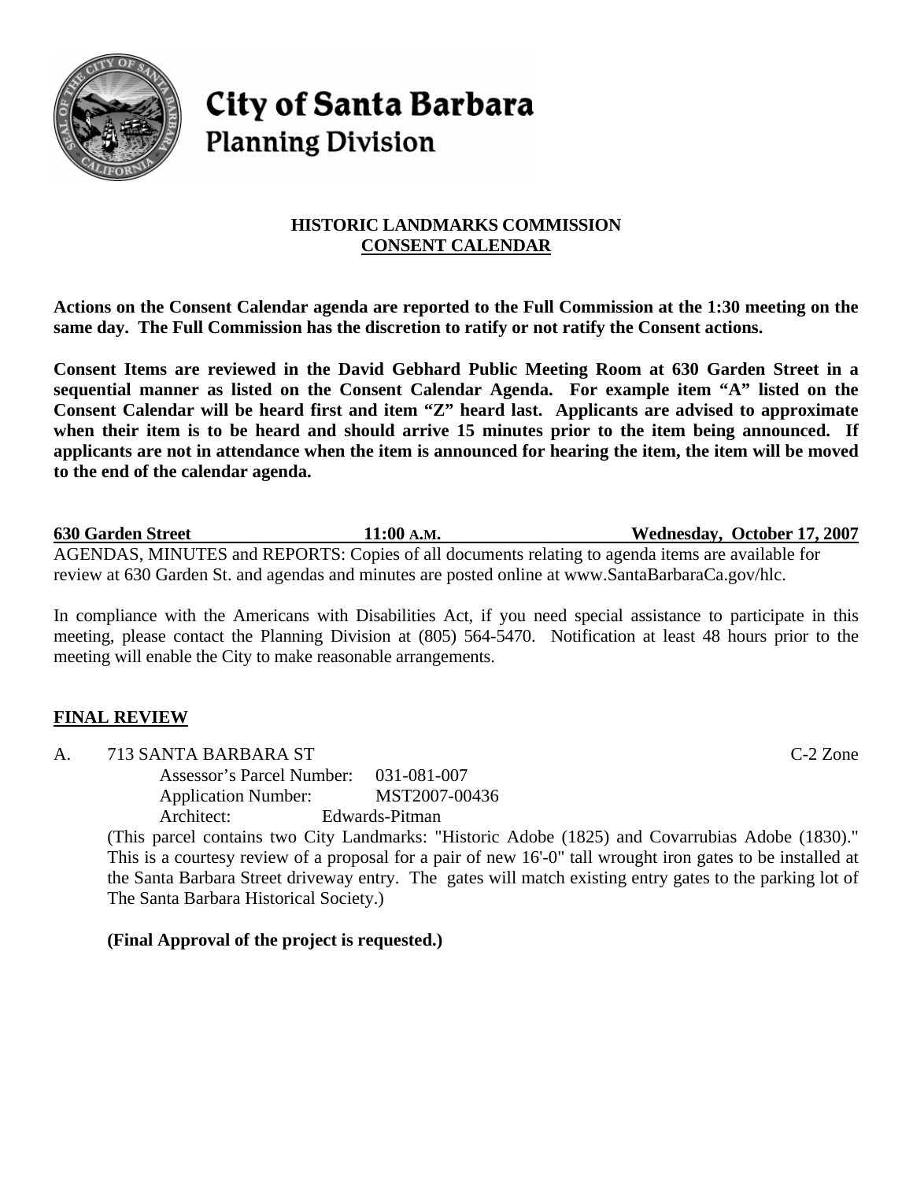# City of Santa Barbara
## Planning Division

**HISTORIC LANDMARKS COMMISSION**
**CONSENT CALENDAR**

**Actions on the Consent Calendar agenda are reported to the Full Commission at the 1:30 meeting on the same day. The Full Commission has the discretion to ratify or not ratify the Consent actions.**

**Consent Items are reviewed in the David Gebhard Public Meeting Room at 630 Garden Street in a sequential manner as listed on the Consent Calendar Agenda. For example item "A" listed on the Consent Calendar will be heard first and item "Z" heard last. Applicants are advised to approximate when their item is to be heard and should arrive 15 minutes prior to the item being announced. If applicants are not in attendance when the item is announced for hearing the item, the item will be moved to the end of the calendar agenda.**

**630 Garden Street** | **11:00 A.M.** | **Wednesday, October 17, 2007**

AGENDAS, MINUTES and REPORTS: Copies of all documents relating to agenda items are available for review at 630 Garden St. and agendas and minutes are posted online at www.SantaBarbaraCa.gov/hlc.

In compliance with the Americans with Disabilities Act, if you need special assistance to participate in this meeting, please contact the Planning Division at (805) 564-5470. Notification at least 48 hours prior to the meeting will enable the City to make reasonable arrangements.

## FINAL REVIEW

A. 713 SANTA BARBARA ST — C-2 Zone

Assessor's Parcel Number: 031-081-007
Application Number: MST2007-00436
Architect: Edwards-Pitman

(This parcel contains two City Landmarks: "Historic Adobe (1825) and Covarrubias Adobe (1830)." This is a courtesy review of a proposal for a pair of new 16'-0" tall wrought iron gates to be installed at the Santa Barbara Street driveway entry. The gates will match existing entry gates to the parking lot of The Santa Barbara Historical Society.)

**(Final Approval of the project is requested.)**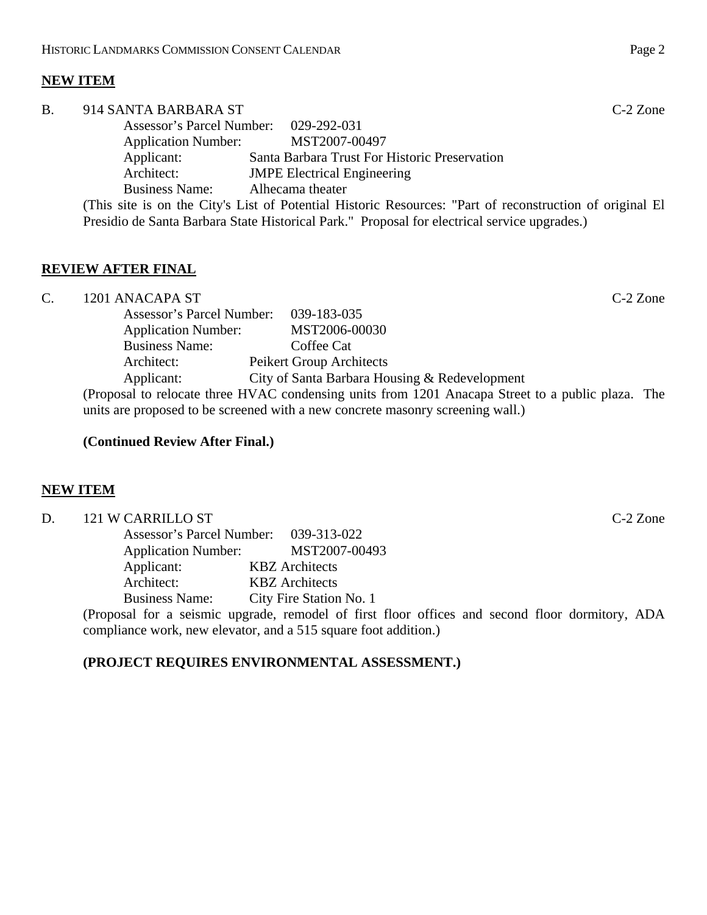## NEW ITEM

B. 914 SANTA BARBARA ST C-2 Zone

Assessor's Parcel Number: 029-292-031
Application Number: MST2007-00497
Applicant: Santa Barbara Trust For Historic Preservation
Architect: JMPE Electrical Engineering
Business Name: Alhecama theater

(This site is on the City's List of Potential Historic Resources: "Part of reconstruction of original El Presidio de Santa Barbara State Historical Park." Proposal for electrical service upgrades.)

## REVIEW AFTER FINAL

C. 1201 ANACAPA ST C-2 Zone

Assessor's Parcel Number: 039-183-035
Application Number: MST2006-00030
Business Name: Coffee Cat
Architect: Peikert Group Architects
Applicant: City of Santa Barbara Housing & Redevelopment

(Proposal to relocate three HVAC condensing units from 1201 Anacapa Street to a public plaza. The units are proposed to be screened with a new concrete masonry screening wall.)

**(Continued Review After Final.)**

## NEW ITEM

D. 121 W CARRILLO ST C-2 Zone

Assessor's Parcel Number: 039-313-022
Application Number: MST2007-00493
Applicant: KBZ Architects
Architect: KBZ Architects
Business Name: City Fire Station No. 1

(Proposal for a seismic upgrade, remodel of first floor offices and second floor dormitory, ADA compliance work, new elevator, and a 515 square foot addition.)

**(PROJECT REQUIRES ENVIRONMENTAL ASSESSMENT.)**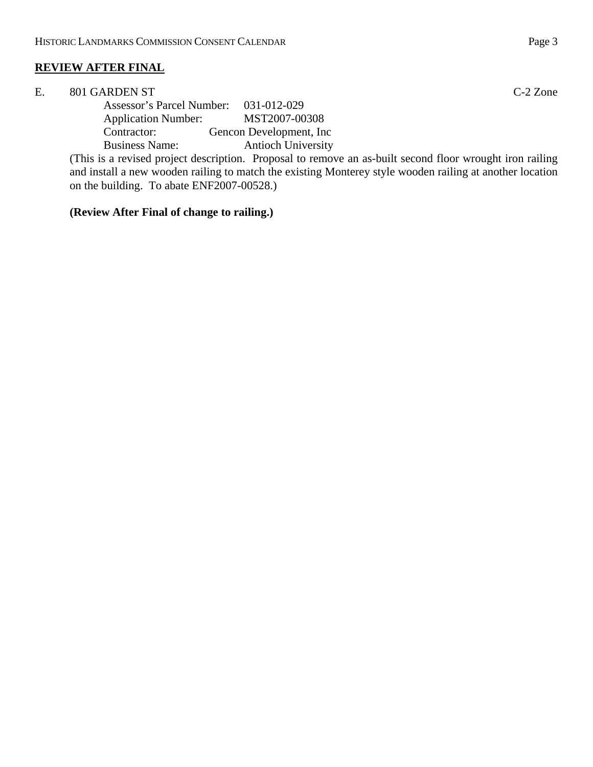**REVIEW AFTER FINAL**

E. 801 GARDEN ST C-2 Zone

Assessor's Parcel Number: 031-012-029
Application Number: MST2007-00308
Contractor: Gencon Development, Inc
Business Name: Antioch University

(This is a revised project description. Proposal to remove an as-built second floor wrought iron railing and install a new wooden railing to match the existing Monterey style wooden railing at another location on the building. To abate ENF2007-00528.)

**(Review After Final of change to railing.)**